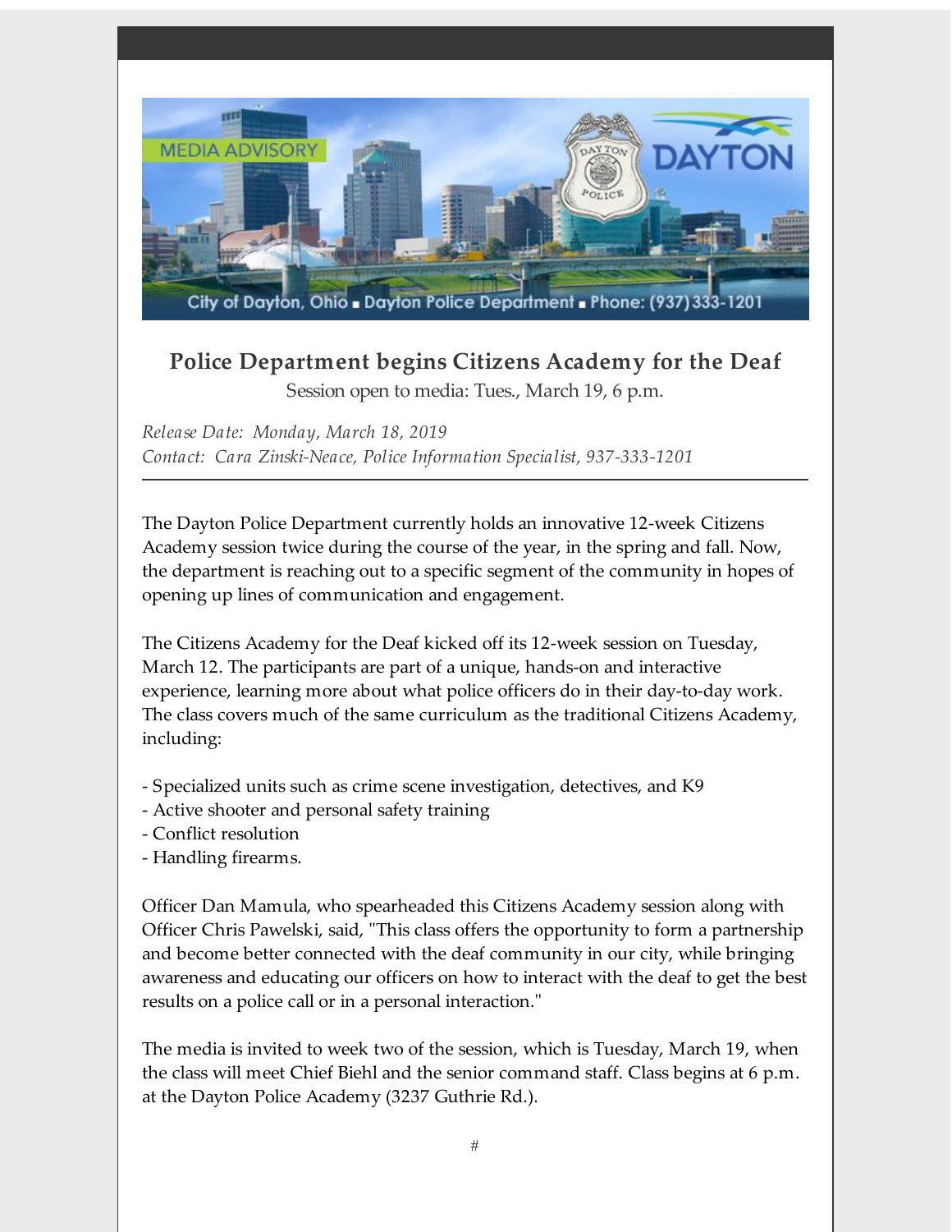MEDIA ADVISORY

DAYTON

City of Dayton, Ohio ■ Dayton Police Department ■ Phone: (937) 333-1201

## Police Department begins Citizens Academy for the Deaf

Session open to media: Tues., March 19, 6 p.m.

*Release Date: Monday, March 18, 2019*
*Contact: Cara Zinski-Neace, Police Information Specialist, 937-333-1201*

---

The Dayton Police Department currently holds an innovative 12-week Citizens Academy session twice during the course of the year, in the spring and fall. Now, the department is reaching out to a specific segment of the community in hopes of opening up lines of communication and engagement.

The Citizens Academy for the Deaf kicked off its 12-week session on Tuesday, March 12. The participants are part of a unique, hands-on and interactive experience, learning more about what police officers do in their day-to-day work. The class covers much of the same curriculum as the traditional Citizens Academy, including:

- Specialized units such as crime scene investigation, detectives, and K9
- Active shooter and personal safety training
- Conflict resolution
- Handling firearms.

Officer Dan Mamula, who spearheaded this Citizens Academy session along with Officer Chris Pawelski, said, "This class offers the opportunity to form a partnership and become better connected with the deaf community in our city, while bringing awareness and educating our officers on how to interact with the deaf to get the best results on a police call or in a personal interaction."

The media is invited to week two of the session, which is Tuesday, March 19, when the class will meet Chief Biehl and the senior command staff. Class begins at 6 p.m. at the Dayton Police Academy (3237 Guthrie Rd.).

#